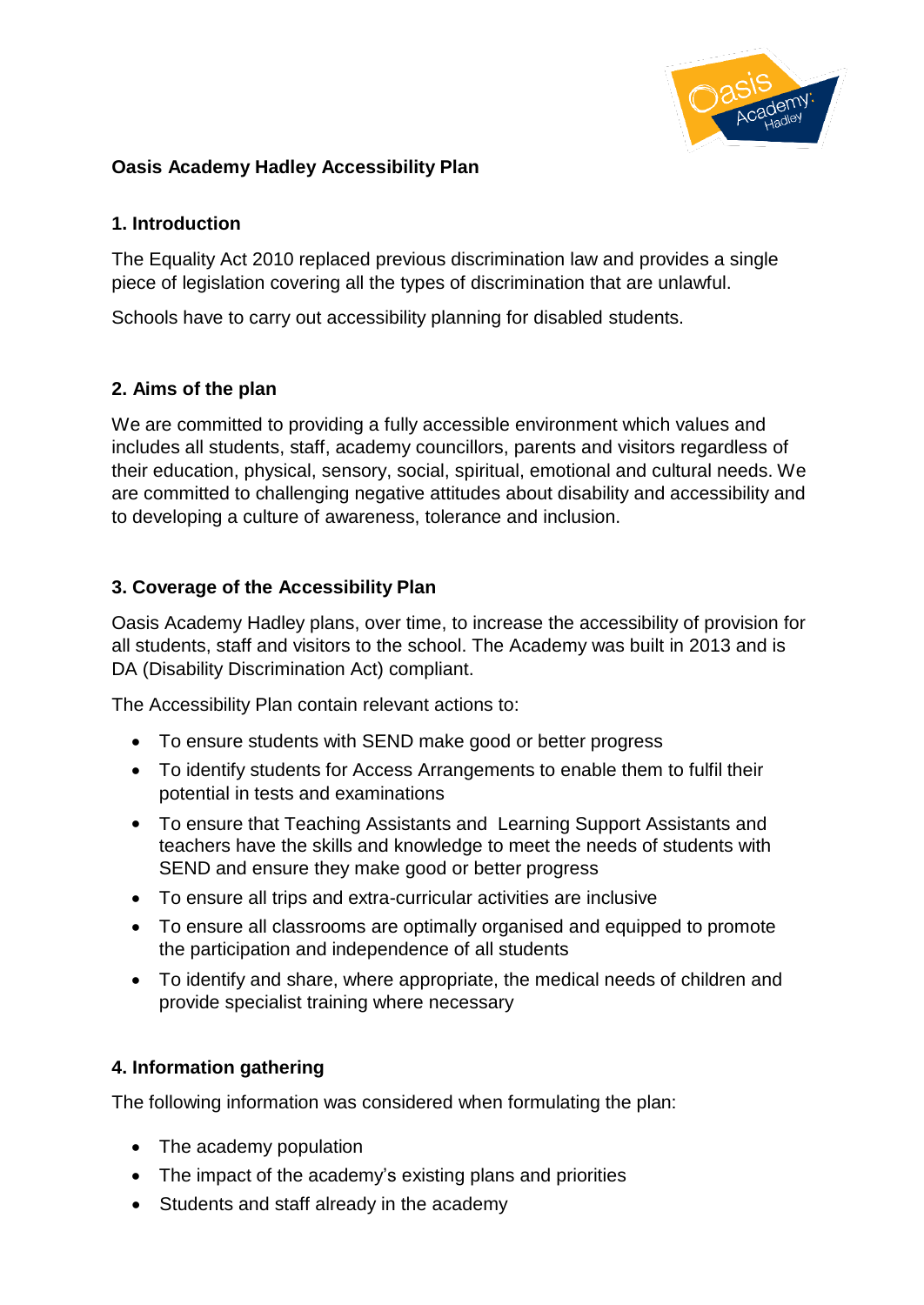# Oasis Academy Hadley Accessibility Plan

## 1. Introduction

The Equality Act 2010 replaced previous discrimination law and provides a single piece of legislation covering all the types of discrimination that are unlawful.

Schools have to carry out accessibility planning for disabled students.

## 2. Aims of the plan

We are committed to providing a fully accessible environment which values and includes all students, staff, academy councillors, parents and visitors regardless of their education, physical, sensory, social, spiritual, emotional and cultural needs. We are committed to challenging negative attitudes about disability and accessibility and to developing a culture of awareness, tolerance and inclusion.

## 3. Coverage of the Accessibility Plan

Oasis Academy Hadley plans, over time, to increase the accessibility of provision for all students, staff and visitors to the school. The Academy was built in 2013 and is DA (Disability Discrimination Act) compliant.

The Accessibility Plan contain relevant actions to:

- To ensure students with SEND make good or better progress
- To identify students for Access Arrangements to enable them to fulfil their potential in tests and examinations
- To ensure that Teaching Assistants and Learning Support Assistants and teachers have the skills and knowledge to meet the needs of students with SEND and ensure they make good or better progress
- To ensure all trips and extra-curricular activities are inclusive
- To ensure all classrooms are optimally organised and equipped to promote the participation and independence of all students
- To identify and share, where appropriate, the medical needs of children and provide specialist training where necessary

## 4. Information gathering

The following information was considered when formulating the plan:

- The academy population
- The impact of the academy's existing plans and priorities
- Students and staff already in the academy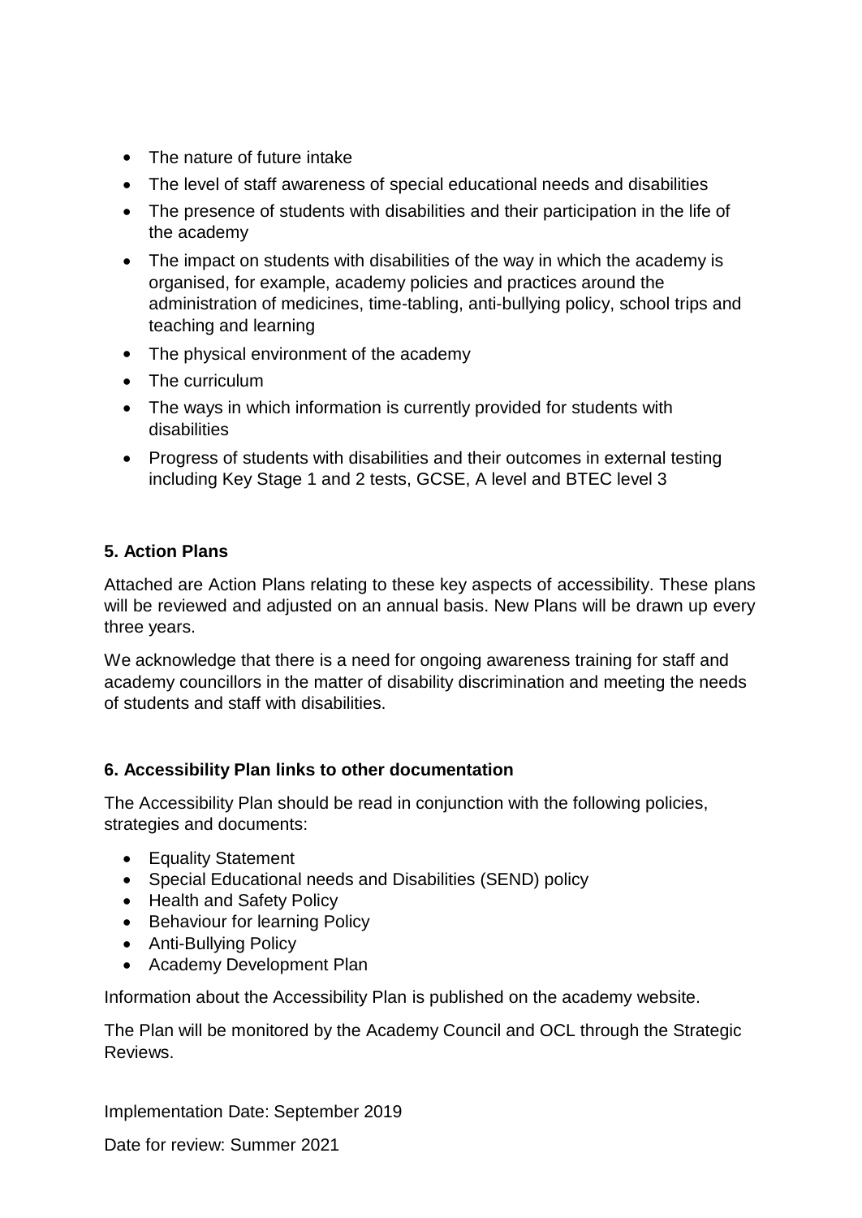- The nature of future intake
- The level of staff awareness of special educational needs and disabilities
- The presence of students with disabilities and their participation in the life of the academy
- The impact on students with disabilities of the way in which the academy is organised, for example, academy policies and practices around the administration of medicines, time-tabling, anti-bullying policy, school trips and teaching and learning
- The physical environment of the academy
- The curriculum
- The ways in which information is currently provided for students with disabilities
- Progress of students with disabilities and their outcomes in external testing including Key Stage 1 and 2 tests, GCSE, A level and BTEC level 3

## 5. Action Plans

Attached are Action Plans relating to these key aspects of accessibility. These plans will be reviewed and adjusted on an annual basis. New Plans will be drawn up every three years.

We acknowledge that there is a need for ongoing awareness training for staff and academy councillors in the matter of disability discrimination and meeting the needs of students and staff with disabilities.

## 6. Accessibility Plan links to other documentation

The Accessibility Plan should be read in conjunction with the following policies, strategies and documents:

- Equality Statement
- Special Educational needs and Disabilities (SEND) policy
- Health and Safety Policy
- Behaviour for learning Policy
- Anti-Bullying Policy
- Academy Development Plan

Information about the Accessibility Plan is published on the academy website.

The Plan will be monitored by the Academy Council and OCL through the Strategic Reviews.

Implementation Date: September 2019

Date for review: Summer 2021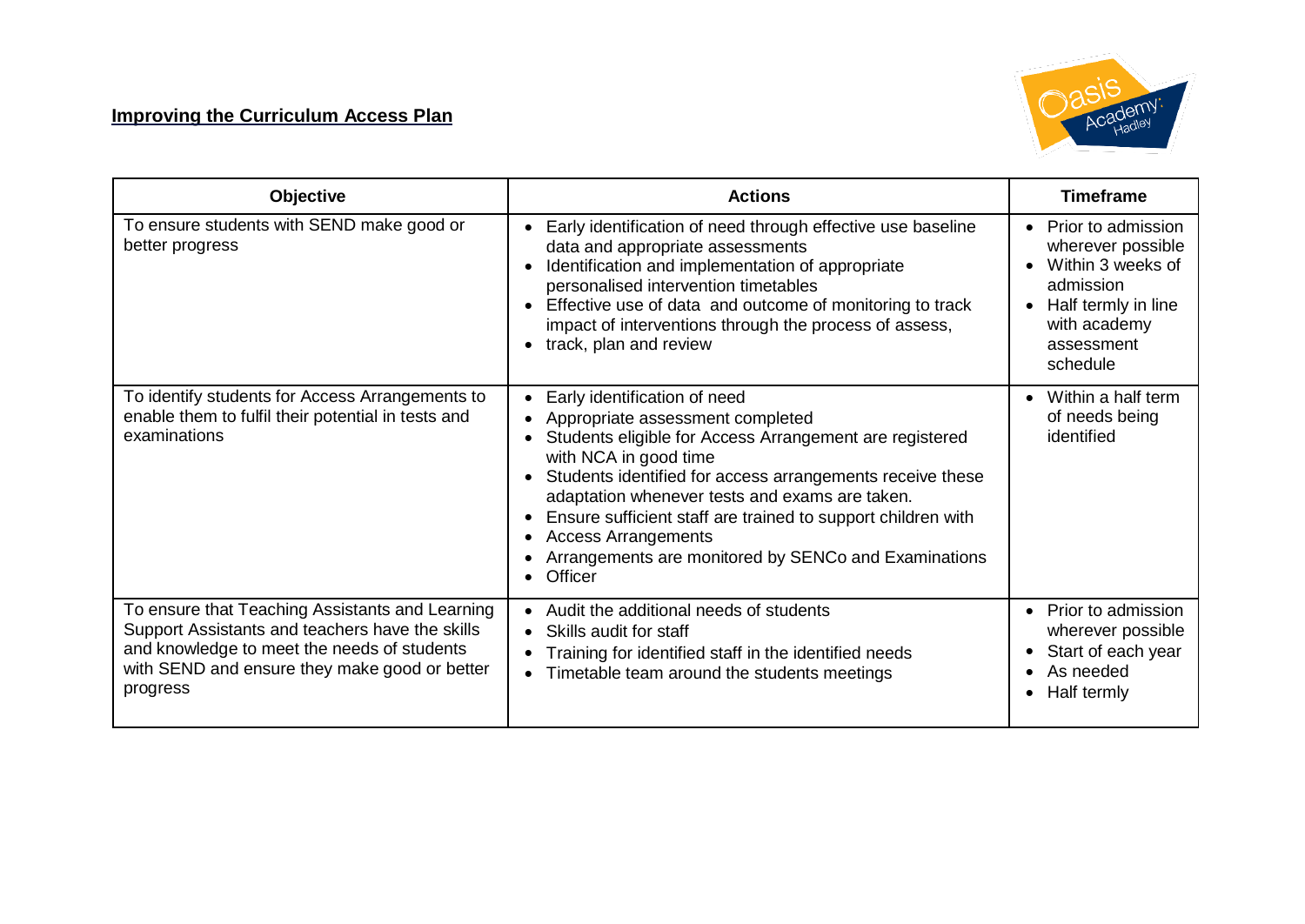**Improving the Curriculum Access Plan**

| Objective | Actions | Timeframe |
|---|---|---|
| To ensure students with SEND make good or better progress | • Early identification of need through effective use baseline data and appropriate assessments<br>• Identification and implementation of appropriate personalised intervention timetables<br>• Effective use of data and outcome of monitoring to track impact of interventions through the process of assess,<br>• track, plan and review | • Prior to admission wherever possible<br>• Within 3 weeks of admission<br>• Half termly in line with academy assessment schedule |
| To identify students for Access Arrangements to enable them to fulfil their potential in tests and examinations | • Early identification of need<br>• Appropriate assessment completed<br>• Students eligible for Access Arrangement are registered with NCA in good time<br>• Students identified for access arrangements receive these adaptation whenever tests and exams are taken.<br>• Ensure sufficient staff are trained to support children with<br>• Access Arrangements<br>• Arrangements are monitored by SENCo and Examinations<br>• Officer | • Within a half term of needs being identified |
| To ensure that Teaching Assistants and Learning Support Assistants and teachers have the skills and knowledge to meet the needs of students with SEND and ensure they make good or better progress | • Audit the additional needs of students<br>• Skills audit for staff<br>• Training for identified staff in the identified needs<br>• Timetable team around the students meetings | • Prior to admission wherever possible<br>• Start of each year<br>• As needed<br>• Half termly |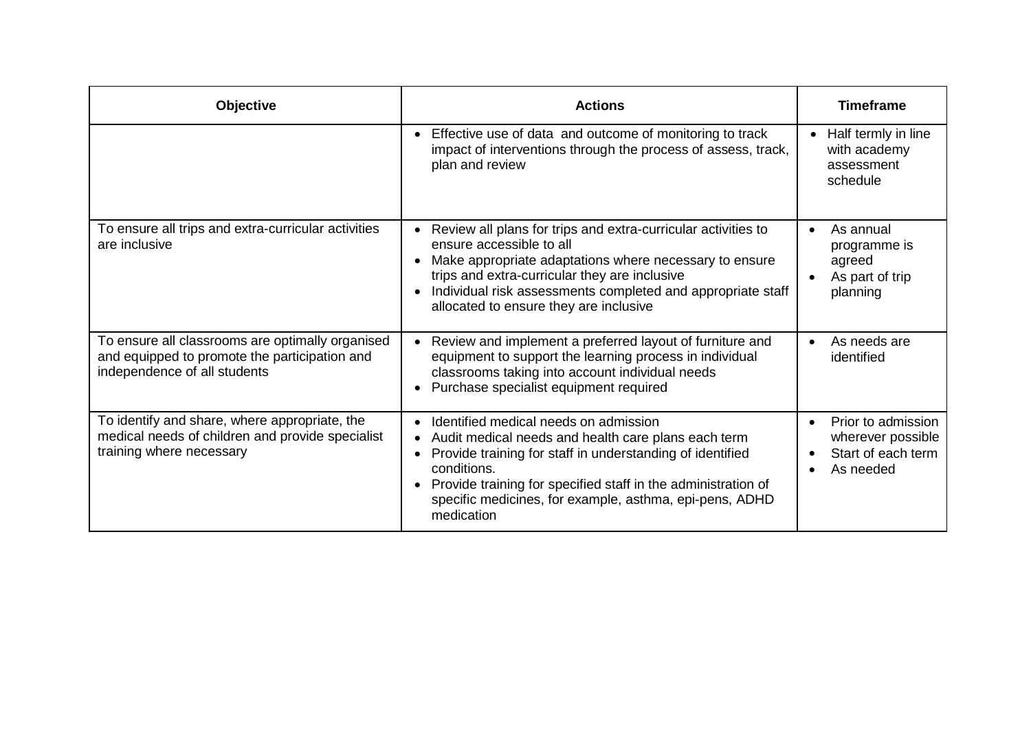| Objective | Actions | Timeframe |
|---|---|---|
| | • Effective use of data and outcome of monitoring to track impact of interventions through the process of assess, track, plan and review | • Half termly in line with academy assessment schedule |
| To ensure all trips and extra-curricular activities are inclusive | • Review all plans for trips and extra-curricular activities to ensure accessible to all<br>• Make appropriate adaptations where necessary to ensure trips and extra-curricular they are inclusive<br>• Individual risk assessments completed and appropriate staff allocated to ensure they are inclusive | • As annual programme is agreed<br>• As part of trip planning |
| To ensure all classrooms are optimally organised and equipped to promote the participation and independence of all students | • Review and implement a preferred layout of furniture and equipment to support the learning process in individual classrooms taking into account individual needs<br>• Purchase specialist equipment required | • As needs are identified |
| To identify and share, where appropriate, the medical needs of children and provide specialist training where necessary | • Identified medical needs on admission<br>• Audit medical needs and health care plans each term<br>• Provide training for staff in understanding of identified conditions.<br>• Provide training for specified staff in the administration of specific medicines, for example, asthma, epi-pens, ADHD medication | • Prior to admission wherever possible<br>• Start of each term<br>• As needed |